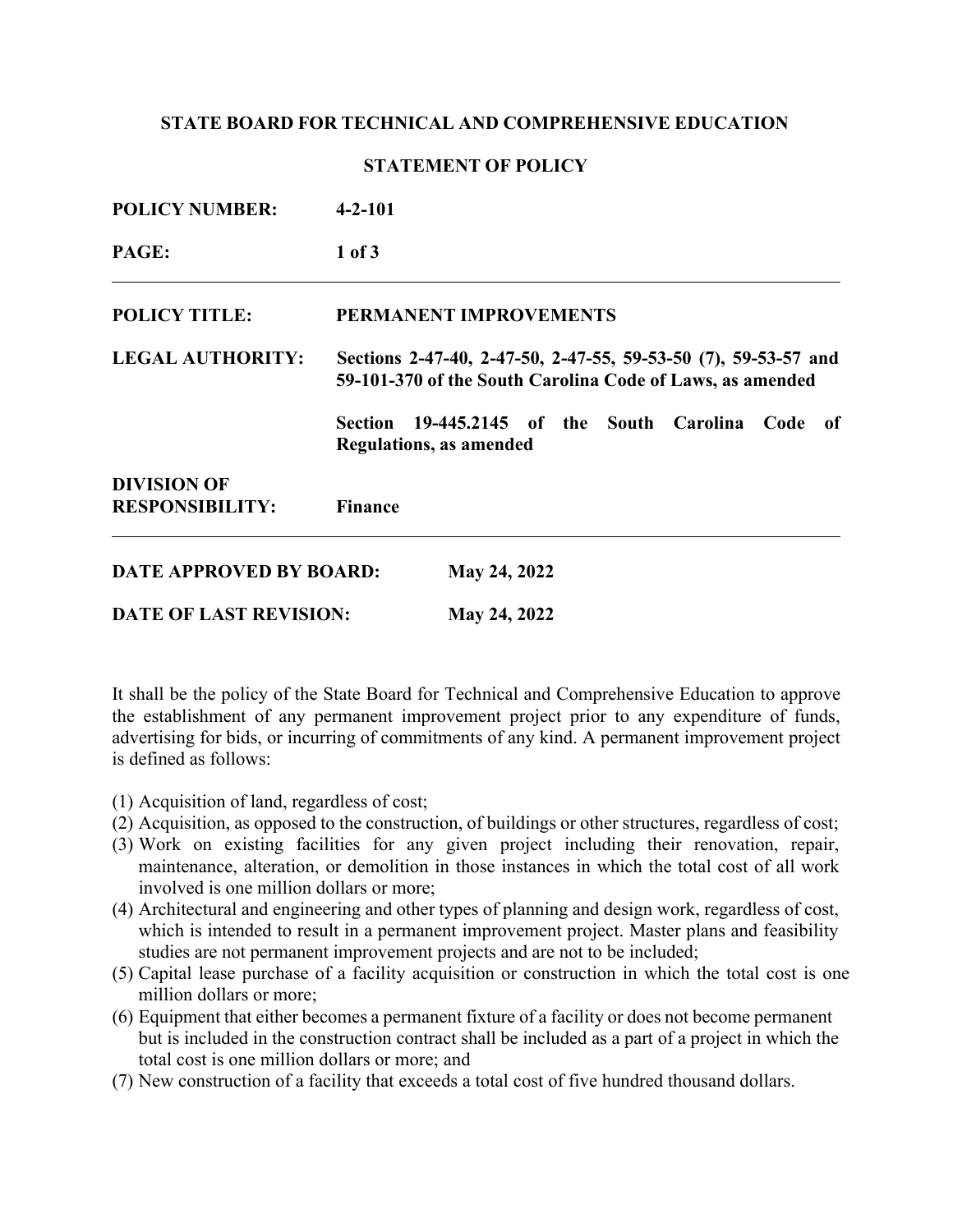**STATE BOARD FOR TECHNICAL AND COMPREHENSIVE EDUCATION**

**STATEMENT OF POLICY**

| | |
|---|---|
| **POLICY NUMBER:** | **4-2-101** |
| **PAGE:** | **1 of 3** |

---

| | |
|---|---|
| **POLICY TITLE:** | **PERMANENT IMPROVEMENTS** |
| **LEGAL AUTHORITY:** | **Sections 2-47-40, 2-47-50, 2-47-55, 59-53-50 (7), 59-53-57 and 59-101-370 of the South Carolina Code of Laws, as amended**<br><br>**Section 19-445.2145 of the South Carolina Code of Regulations, as amended** |
| **DIVISION OF RESPONSIBILITY:** | **Finance** |

---

| | |
|---|---|
| **DATE APPROVED BY BOARD:** | **May 24, 2022** |
| **DATE OF LAST REVISION:** | **May 24, 2022** |

It shall be the policy of the State Board for Technical and Comprehensive Education to approve the establishment of any permanent improvement project prior to any expenditure of funds, advertising for bids, or incurring of commitments of any kind. A permanent improvement project is defined as follows:

(1) Acquisition of land, regardless of cost;
(2) Acquisition, as opposed to the construction, of buildings or other structures, regardless of cost;
(3) Work on existing facilities for any given project including their renovation, repair, maintenance, alteration, or demolition in those instances in which the total cost of all work involved is one million dollars or more;
(4) Architectural and engineering and other types of planning and design work, regardless of cost, which is intended to result in a permanent improvement project. Master plans and feasibility studies are not permanent improvement projects and are not to be included;
(5) Capital lease purchase of a facility acquisition or construction in which the total cost is one million dollars or more;
(6) Equipment that either becomes a permanent fixture of a facility or does not become permanent but is included in the construction contract shall be included as a part of a project in which the total cost is one million dollars or more; and
(7) New construction of a facility that exceeds a total cost of five hundred thousand dollars.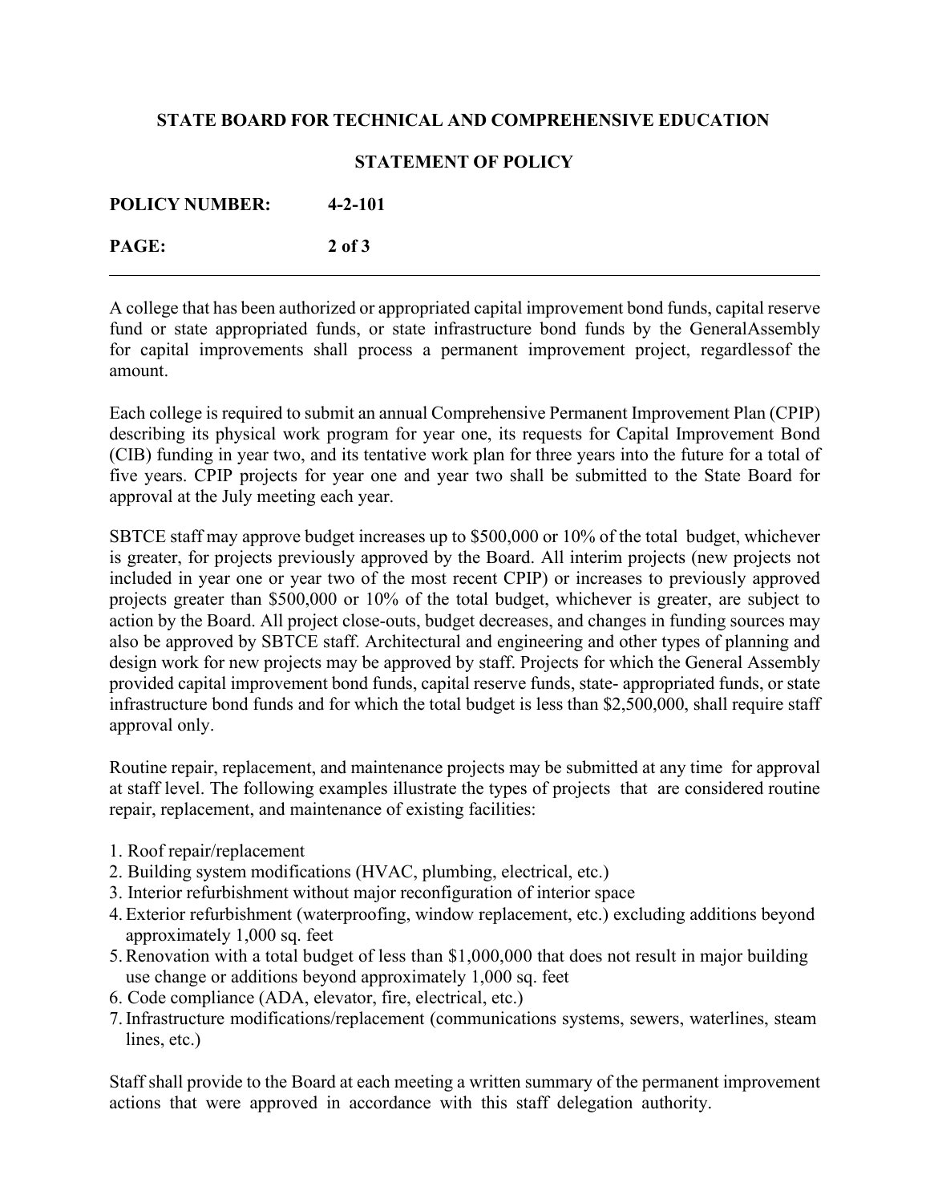A college that has been authorized or appropriated capital improvement bond funds, capital reserve fund or state appropriated funds, or state infrastructure bond funds by the GeneralAssembly for capital improvements shall process a permanent improvement project, regardlessof the amount.

Each college is required to submit an annual Comprehensive Permanent Improvement Plan (CPIP) describing its physical work program for year one, its requests for Capital Improvement Bond (CIB) funding in year two, and its tentative work plan for three years into the future for a total of five years. CPIP projects for year one and year two shall be submitted to the State Board for approval at the July meeting each year.

SBTCE staff may approve budget increases up to $500,000 or 10% of the total budget, whichever is greater, for projects previously approved by the Board. All interim projects (new projects not included in year one or year two of the most recent CPIP) or increases to previously approved projects greater than $500,000 or 10% of the total budget, whichever is greater, are subject to action by the Board. All project close-outs, budget decreases, and changes in funding sources may also be approved by SBTCE staff. Architectural and engineering and other types of planning and design work for new projects may be approved by staff. Projects for which the General Assembly provided capital improvement bond funds, capital reserve funds, state- appropriated funds, or state infrastructure bond funds and for which the total budget is less than $2,500,000, shall require staff approval only.

Routine repair, replacement, and maintenance projects may be submitted at any time for approval at staff level. The following examples illustrate the types of projects that are considered routine repair, replacement, and maintenance of existing facilities:

1. Roof repair/replacement
2. Building system modifications (HVAC, plumbing, electrical, etc.)
3. Interior refurbishment without major reconfiguration of interior space
4. Exterior refurbishment (waterproofing, window replacement, etc.) excluding additions beyond approximately 1,000 sq. feet
5. Renovation with a total budget of less than $1,000,000 that does not result in major building use change or additions beyond approximately 1,000 sq. feet
6. Code compliance (ADA, elevator, fire, electrical, etc.)
7. Infrastructure modifications/replacement (communications systems, sewers, waterlines, steam lines, etc.)

Staff shall provide to the Board at each meeting a written summary of the permanent improvement actions that were approved in accordance with this staff delegation authority.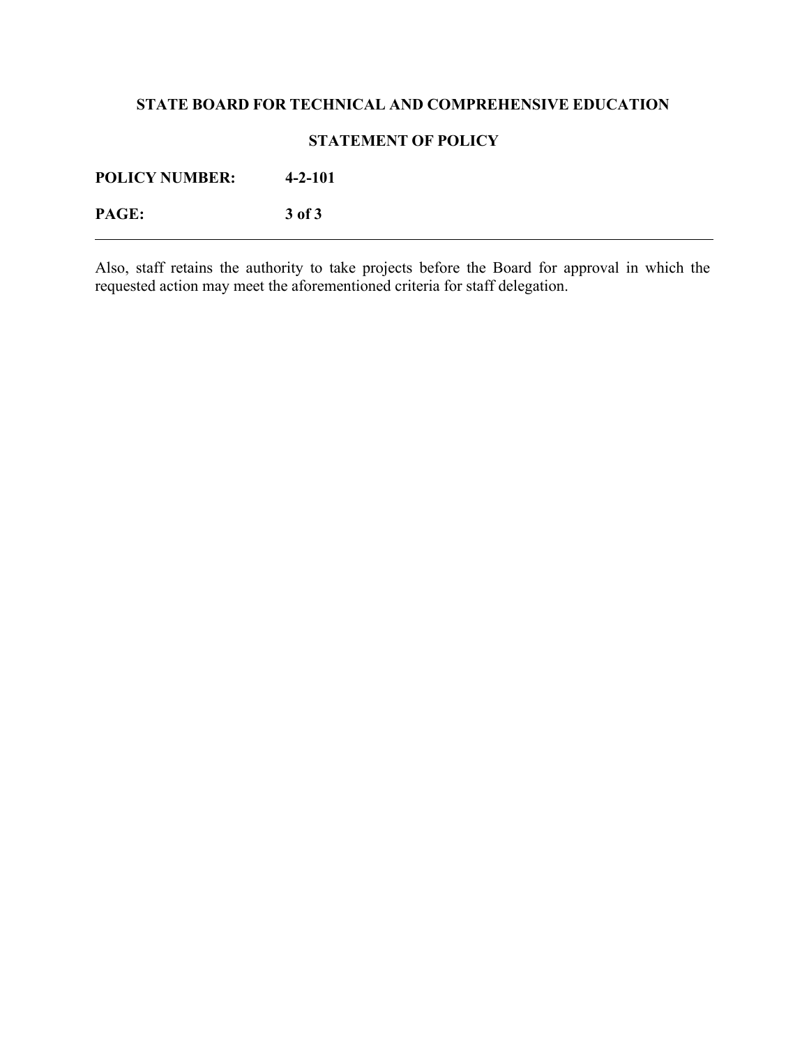Also, staff retains the authority to take projects before the Board for approval in which the requested action may meet the aforementioned criteria for staff delegation.